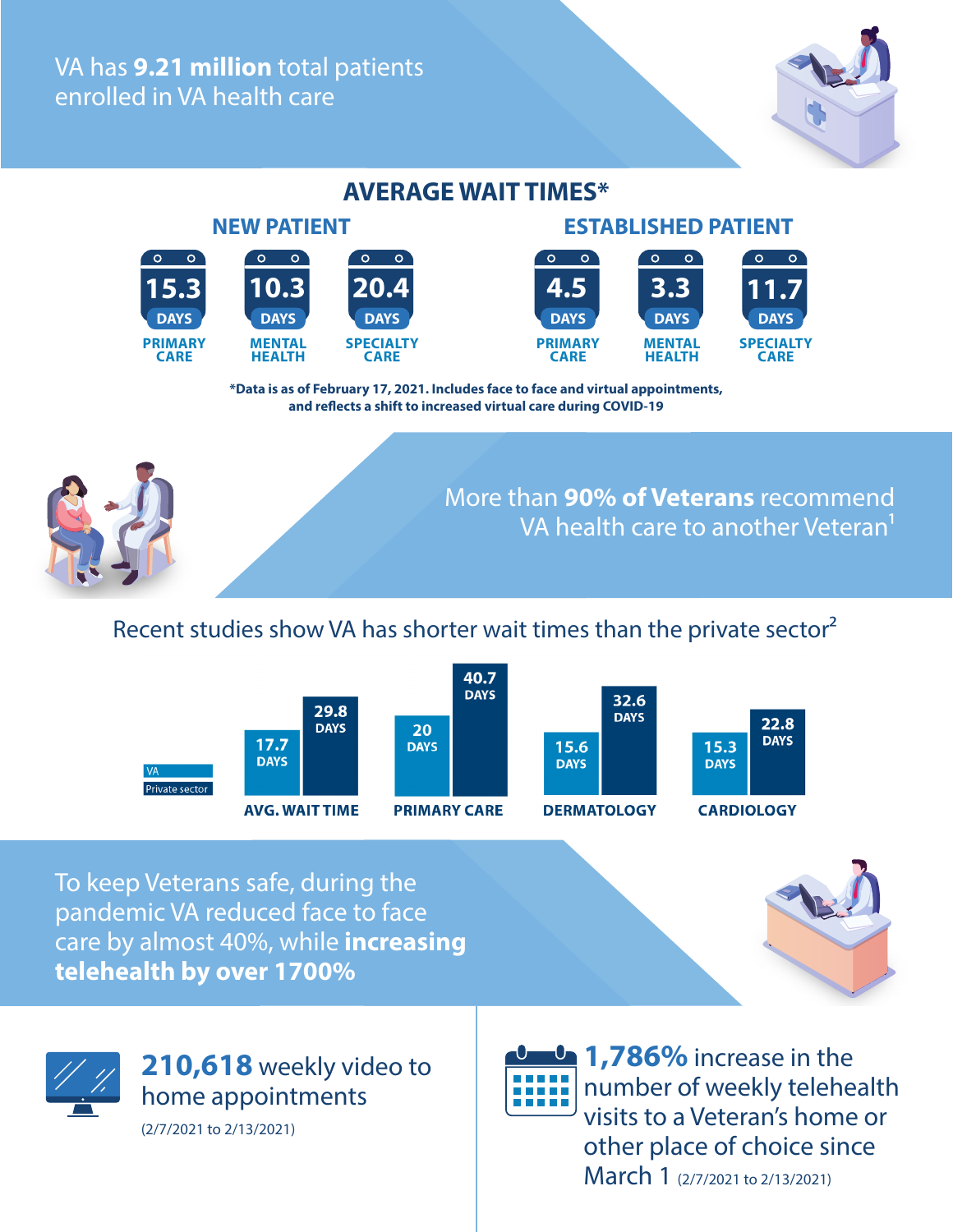VA has **9.21 million** total patients enrolled in VA health care

## AVERAGE WAIT TIMES*

| | NEW PATIENT | | | ESTABLISHED PATIENT | | |
|---|---|---|---|---|---|---|
| | PRIMARY CARE | MENTAL HEALTH | SPECIALTY CARE | PRIMARY CARE | MENTAL HEALTH | SPECIALTY CARE |
| Days | 15.3 | 10.3 | 20.4 | 4.5 | 3.3 | 11.7 |

***Data is as of February 17, 2021. Includes face to face and virtual appointments, and reflects a shift to increased virtual care during COVID-19**

More than **90% of Veterans** recommend VA health care to another Veteran[1]

Recent studies show VA has shorter wait times than the private sector[2]

| | VA | Private sector |
|---|---|---|
| AVG. WAIT TIME | 17.7 DAYS | 29.8 DAYS |
| PRIMARY CARE | 20 DAYS | 40.7 DAYS |
| DERMATOLOGY | 15.6 DAYS | 32.6 DAYS |
| CARDIOLOGY | 15.3 DAYS | 22.8 DAYS |

To keep Veterans safe, during the pandemic VA reduced face to face care by almost 40%, while **increasing telehealth by over 1700%**

**210,618** weekly video to home appointments

(2/7/2021 to 2/13/2021)

**1,786%** increase in the number of weekly telehealth visits to a Veteran's home or other place of choice since March 1 (2/7/2021 to 2/13/2021)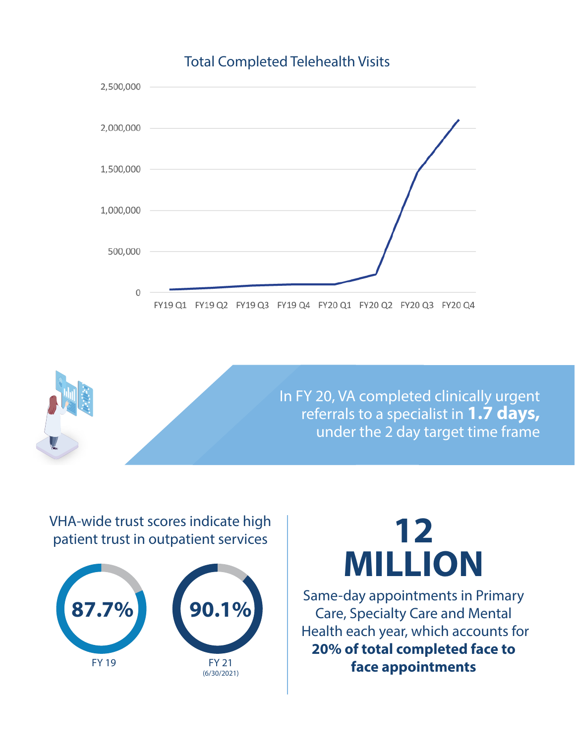## Total Completed Telehealth Visits

2,500,000

2,000,000

1,500,000

1,000,000

500,000

0

FY19 Q1 FY19 Q2 FY19 Q3 FY19 Q4 FY20 Q1 FY20 Q2 FY20 Q3 FY20 Q4

In FY 20, VA completed clinically urgent referrals to a specialist in **1.7 days,** under the 2 day target time frame

VHA-wide trust scores indicate high patient trust in outpatient services

**87.7%**

FY 19

**90.1%**

FY 21
(6/30/2021)

# 12 MILLION

Same-day appointments in Primary Care, Specialty Care and Mental Health each year, which accounts for **20% of total completed face to face appointments**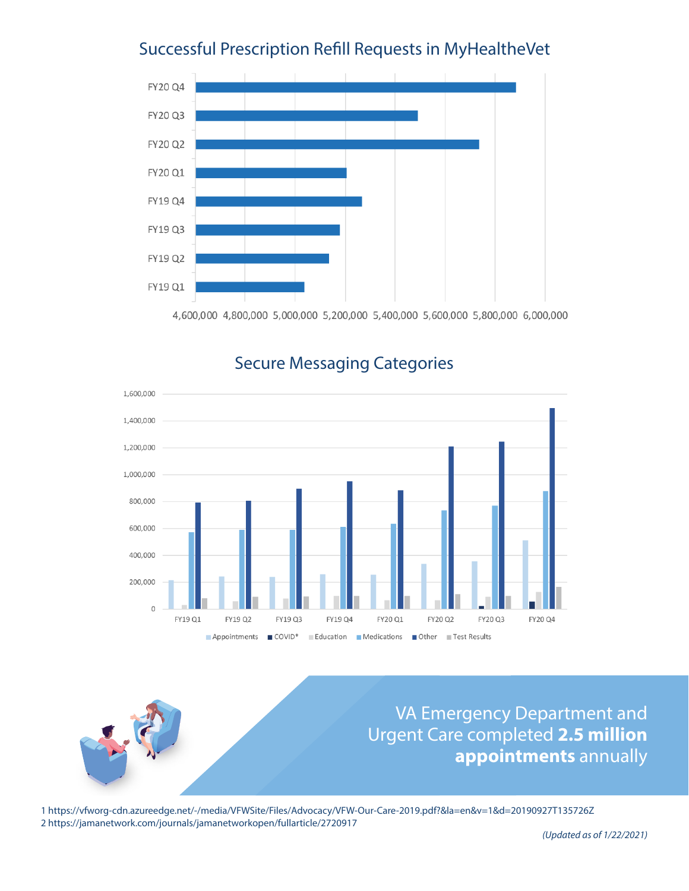## Successful Prescription Refill Requests in MyHealtheVet

FY20 Q4
FY20 Q3
FY20 Q2
FY20 Q1
FY19 Q4
FY19 Q3
FY19 Q2
FY19 Q1

4,600,000 4,800,000 5,000,000 5,200,000 5,400,000 5,600,000 5,800,000 6,000,000

## Secure Messaging Categories

1,600,000
1,400,000
1,200,000
1,000,000
800,000
600,000
400,000
200,000
0

FY19 Q1 FY19 Q2 FY19 Q3 FY19 Q4 FY20 Q1 FY20 Q2 FY20 Q3 FY20 Q4

Appointments COVID* Education Medications Other Test Results

VA Emergency Department and Urgent Care completed **2.5 million appointments** annually

1 https://vfworg-cdn.azureedge.net/-/media/VFWSite/Files/Advocacy/VFW-Our-Care-2019.pdf?&la=en&v=1&d=20190927T135726Z
2 https://jamanetwork.com/journals/jamanetworkopen/fullarticle/2720917

*(Updated as of 1/22/2021)*